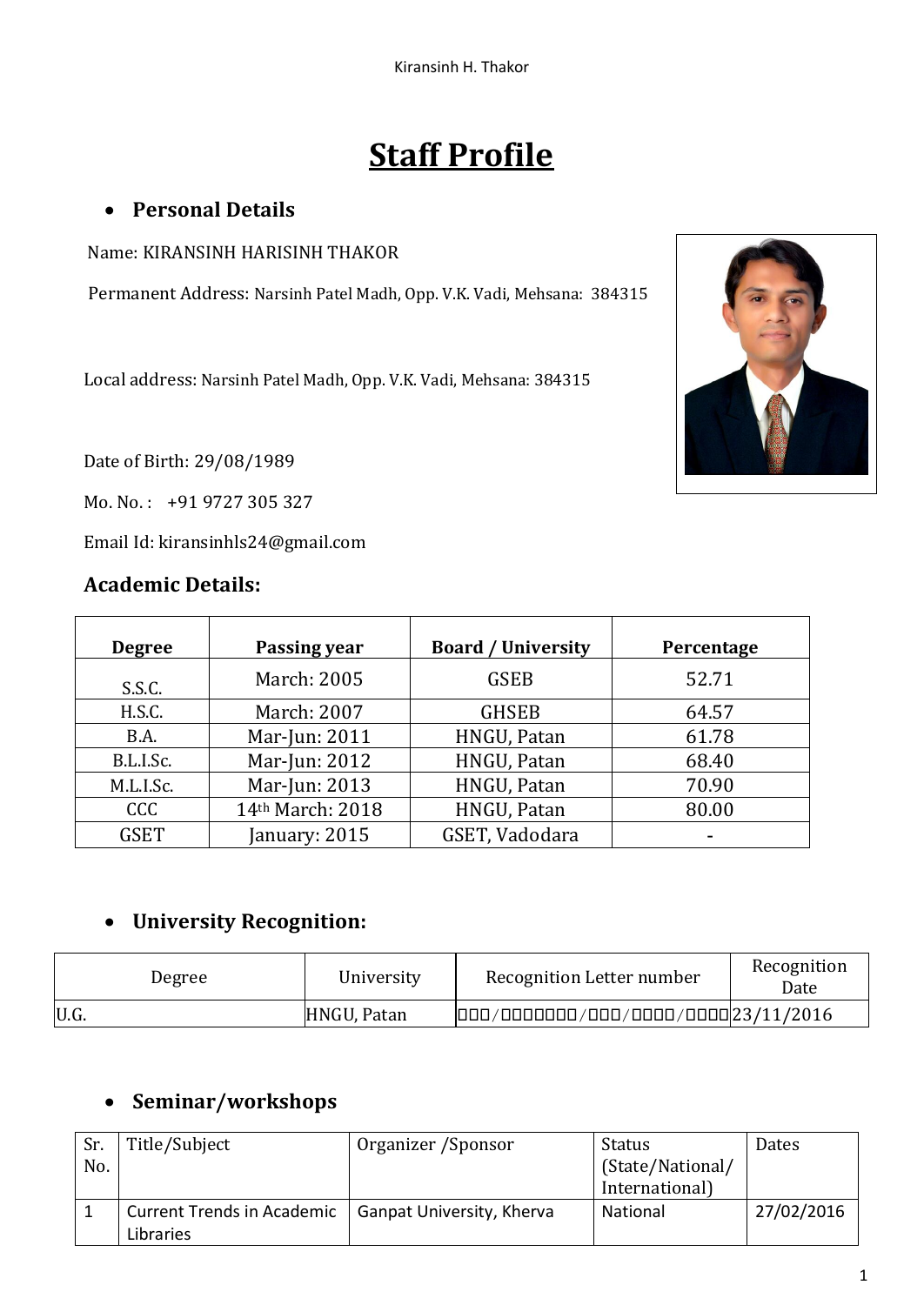# Staff Profile

- **Personal Details**

Name: KIRANSINH HARISINH THAKOR

Permanent Address: Narsinh Patel Madh, Opp. V.K. Vadi, Mehsana: 384315

Local address: Narsinh Patel Madh, Opp. V.K. Vadi, Mehsana: 384315

Date of Birth: 29/08/1989

Mo. No. : +91 9727 305 327

Email Id: kiransinhls24@gmail.com

### Academic Details:

| Degree | Passing year | Board / University | Percentage |
|---|---|---|---|
| S.S.C. | March: 2005 | GSEB | 52.71 |
| H.S.C. | March: 2007 | GHSEB | 64.57 |
| B.A. | Mar-Jun: 2011 | HNGU, Patan | 61.78 |
| B.L.I.Sc. | Mar-Jun: 2012 | HNGU, Patan | 68.40 |
| M.L.I.Sc. | Mar-Jun: 2013 | HNGU, Patan | 70.90 |
| CCC | 14th March: 2018 | HNGU, Patan | 80.00 |
| GSET | January: 2015 | GSET, Vadodara | - |

- **University Recognition:**

| Degree | University | Recognition Letter number | Recognition Date |
|---|---|---|---|
| U.G. | HNGU, Patan | □□□/□□□□□□□/□□□/□□□□/□□□□ | 23/11/2016 |

- **Seminar/workshops**

| Sr. No. | Title/Subject | Organizer /Sponsor | Status (State/National/ International) | Dates |
|---|---|---|---|---|
| 1 | Current Trends in Academic Libraries | Ganpat University, Kherva | National | 27/02/2016 |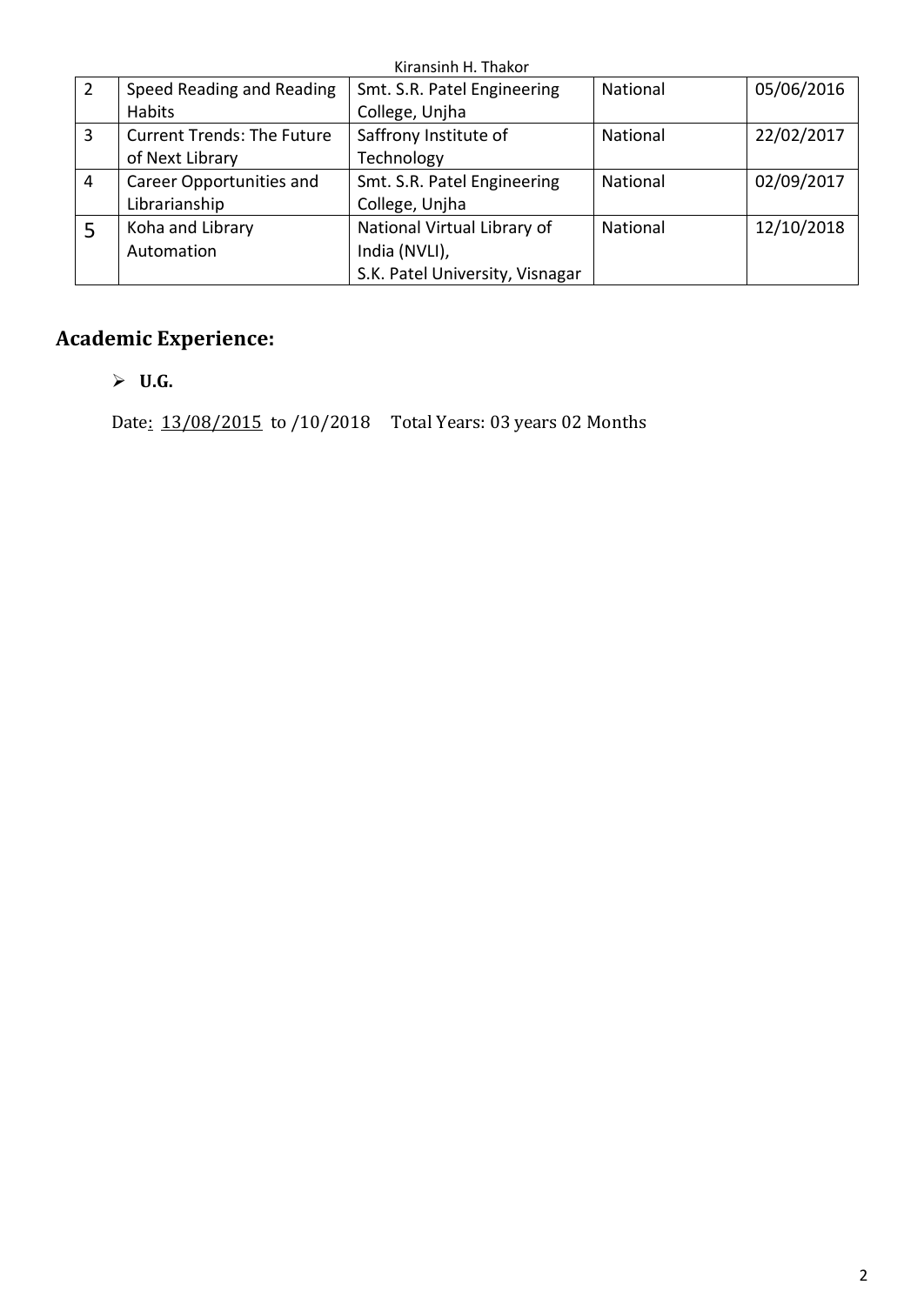| | | | | |
|---|---|---|---|---|
| 2 | Speed Reading and Reading Habits | Smt. S.R. Patel Engineering College, Unjha | National | 05/06/2016 |
| 3 | Current Trends: The Future of Next Library | Saffrony Institute of Technology | National | 22/02/2017 |
| 4 | Career Opportunities and Librarianship | Smt. S.R. Patel Engineering College, Unjha | National | 02/09/2017 |
| 5 | Koha and Library Automation | National Virtual Library of India (NVLI), S.K. Patel University, Visnagar | National | 12/10/2018 |

## Academic Experience:

- **U.G.**

Date: 13/08/2015 to /10/2018 Total Years: 03 years 02 Months